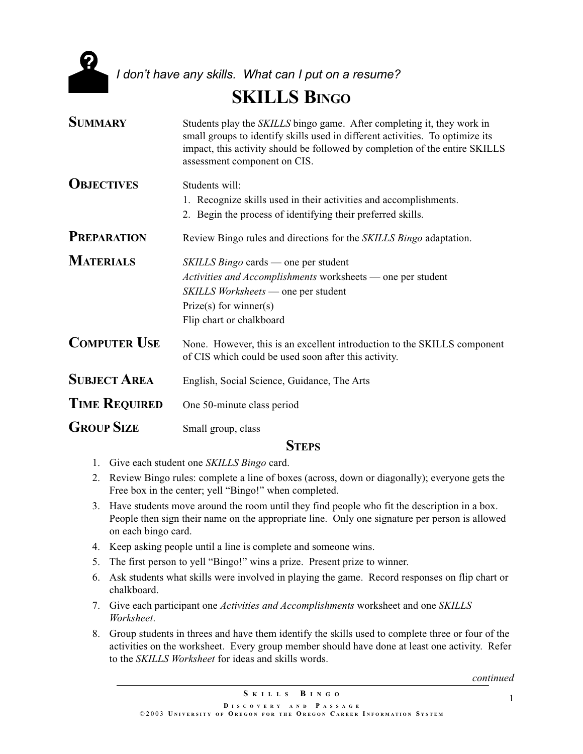*I don't have any skills. What can I put on a resume?*

# SKILLS BINGO

**SUMMARY**

Students play the *SKILLS* bingo game. After completing it, they work in small groups to identify skills used in different activities. To optimize its impact, this activity should be followed by completion of the entire SKILLS assessment component on CIS.

**OBJECTIVES**

Students will:

1. Recognize skills used in their activities and accomplishments.
2. Begin the process of identifying their preferred skills.

**PREPARATION**

Review Bingo rules and directions for the *SKILLS Bingo* adaptation.

**MATERIALS**

*SKILLS Bingo* cards — one per student
*Activities and Accomplishments* worksheets — one per student
*SKILLS Worksheets* — one per student
Prize(s) for winner(s)
Flip chart or chalkboard

**COMPUTER USE**

None. However, this is an excellent introduction to the SKILLS component of CIS which could be used soon after this activity.

**SUBJECT AREA**

English, Social Science, Guidance, The Arts

**TIME REQUIRED**

One 50-minute class period

**GROUP SIZE**

Small group, class

## STEPS

1. Give each student one *SKILLS Bingo* card.
2. Review Bingo rules: complete a line of boxes (across, down or diagonally); everyone gets the Free box in the center; yell "Bingo!" when completed.
3. Have students move around the room until they find people who fit the description in a box. People then sign their name on the appropriate line. Only one signature per person is allowed on each bingo card.
4. Keep asking people until a line is complete and someone wins.
5. The first person to yell "Bingo!" wins a prize. Present prize to winner.
6. Ask students what skills were involved in playing the game. Record responses on flip chart or chalkboard.
7. Give each participant one *Activities and Accomplishments* worksheet and one *SKILLS Worksheet*.
8. Group students in threes and have them identify the skills used to complete three or four of the activities on the worksheet. Every group member should have done at least one activity. Refer to the *SKILLS Worksheet* for ideas and skills words.

*continued*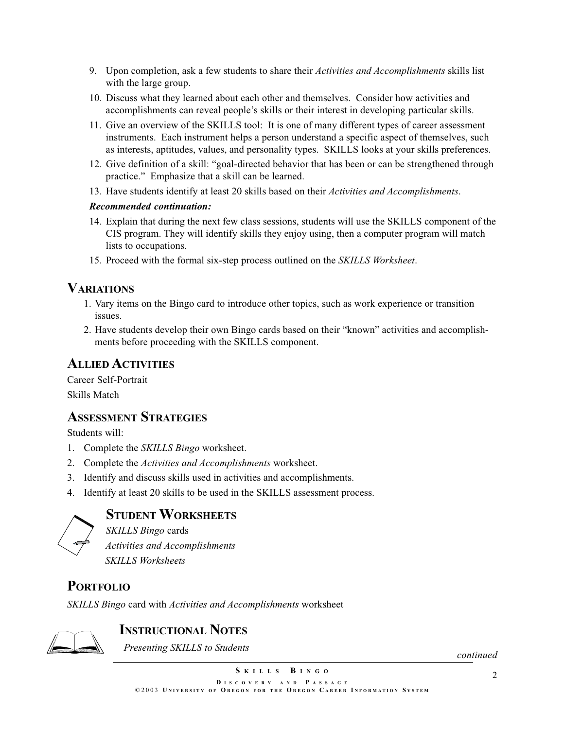9. Upon completion, ask a few students to share their *Activities and Accomplishments* skills list with the large group.
10. Discuss what they learned about each other and themselves. Consider how activities and accomplishments can reveal people's skills or their interest in developing particular skills.
11. Give an overview of the SKILLS tool: It is one of many different types of career assessment instruments. Each instrument helps a person understand a specific aspect of themselves, such as interests, aptitudes, values, and personality types. SKILLS looks at your skills preferences.
12. Give definition of a skill: "goal-directed behavior that has been or can be strengthened through practice." Emphasize that a skill can be learned.
13. Have students identify at least 20 skills based on their *Activities and Accomplishments*.

***Recommended continuation:***

14. Explain that during the next few class sessions, students will use the SKILLS component of the CIS program. They will identify skills they enjoy using, then a computer program will match lists to occupations.
15. Proceed with the formal six-step process outlined on the *SKILLS Worksheet*.

## Variations

1. Vary items on the Bingo card to introduce other topics, such as work experience or transition issues.
2. Have students develop their own Bingo cards based on their "known" activities and accomplishments before proceeding with the SKILLS component.

## Allied Activities

Career Self-Portrait

Skills Match

## Assessment Strategies

Students will:

1. Complete the *SKILLS Bingo* worksheet.
2. Complete the *Activities and Accomplishments* worksheet.
3. Identify and discuss skills used in activities and accomplishments.
4. Identify at least 20 skills to be used in the SKILLS assessment process.

## Student Worksheets

*SKILLS Bingo* cards

*Activities and Accomplishments*

*SKILLS Worksheets*

## Portfolio

*SKILLS Bingo* card with *Activities and Accomplishments* worksheet

## Instructional Notes

*Presenting SKILLS to Students*

*continued*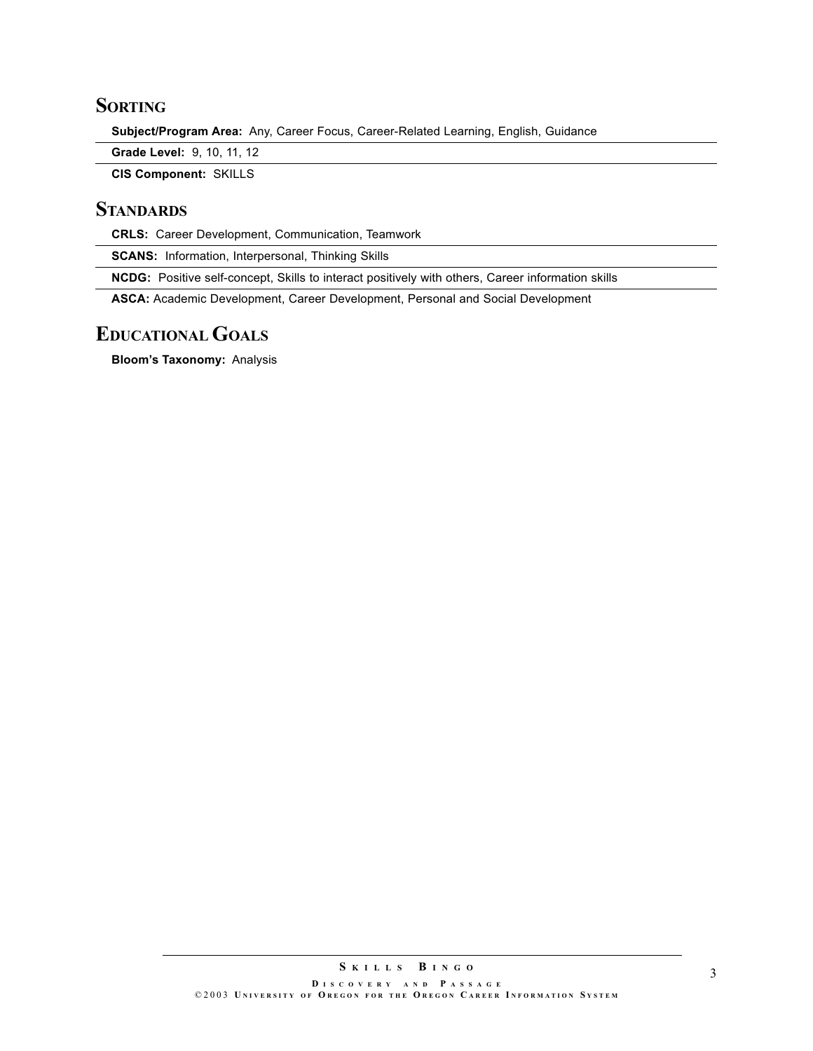## Sorting

**Subject/Program Area:** Any, Career Focus, Career-Related Learning, English, Guidance

**Grade Level:** 9, 10, 11, 12

**CIS Component:** SKILLS

## Standards

**CRLS:** Career Development, Communication, Teamwork

**SCANS:** Information, Interpersonal, Thinking Skills

**NCDG:** Positive self-concept, Skills to interact positively with others, Career information skills

**ASCA:** Academic Development, Career Development, Personal and Social Development

## Educational Goals

**Bloom's Taxonomy:** Analysis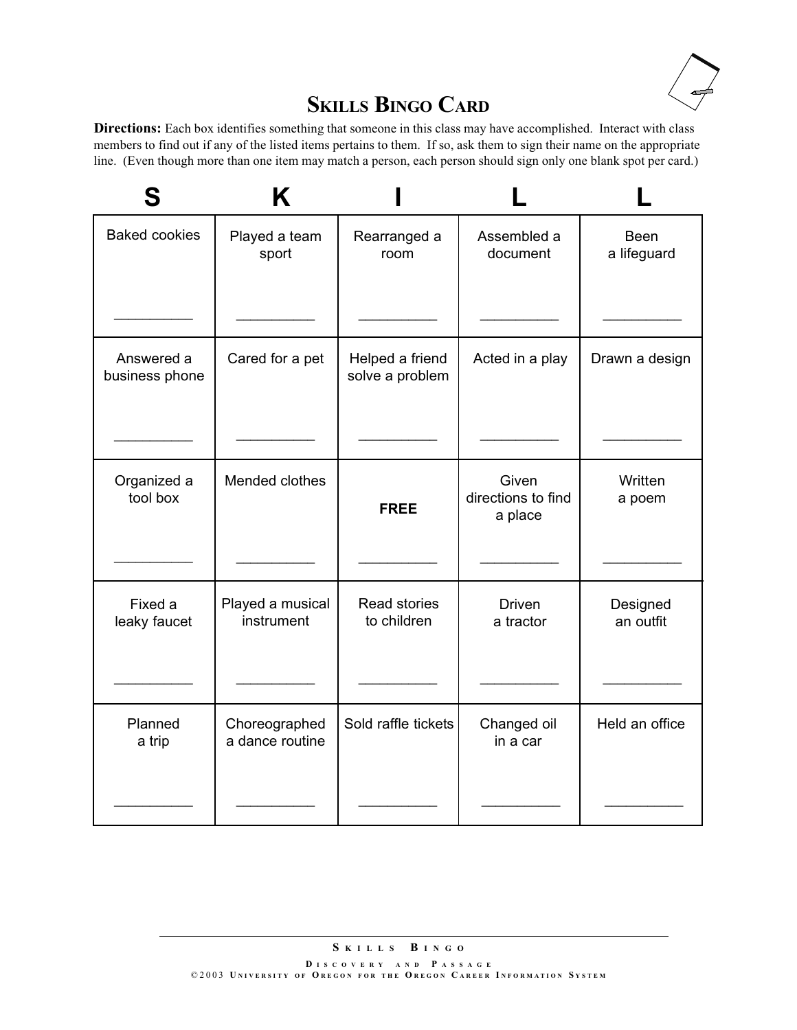# Skills Bingo Card

**Directions:** Each box identifies something that someone in this class may have accomplished. Interact with class members to find out if any of the listed items pertains to them. If so, ask them to sign their name on the appropriate line. (Even though more than one item may match a person, each person should sign only one blank spot per card.)

| S | K | I | L | L |
|---|---|---|---|---|
| Baked cookies<br>__________ | Played a team sport<br>__________ | Rearranged a room<br>__________ | Assembled a document<br>__________ | Been a lifeguard<br>__________ |
| Answered a business phone<br>__________ | Cared for a pet<br>__________ | Helped a friend solve a problem<br>__________ | Acted in a play<br>__________ | Drawn a design<br>__________ |
| Organized a tool box<br>__________ | Mended clothes<br>__________ | **FREE**<br>__________ | Given directions to find a place<br>__________ | Written a poem<br>__________ |
| Fixed a leaky faucet<br>__________ | Played a musical instrument<br>__________ | Read stories to children<br>__________ | Driven a tractor<br>__________ | Designed an outfit<br>__________ |
| Planned a trip<br>__________ | Choreographed a dance routine<br>__________ | Sold raffle tickets<br>__________ | Changed oil in a car<br>__________ | Held an office<br>__________ |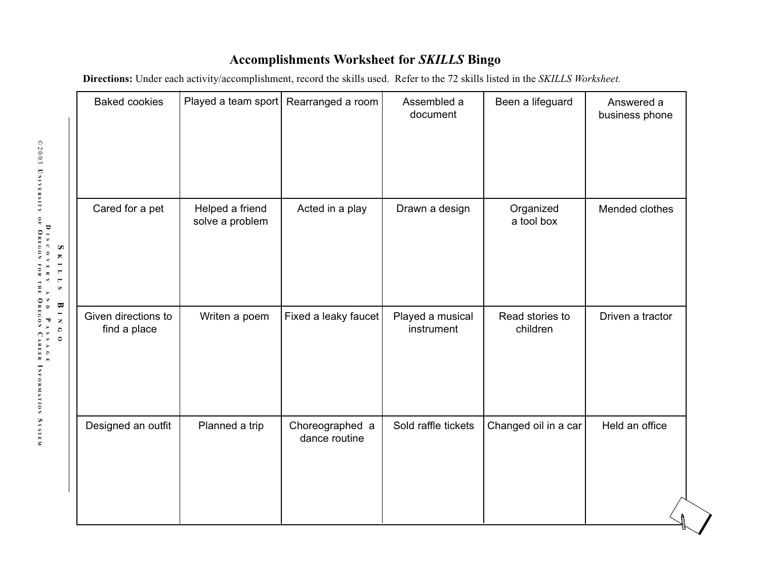# Accomplishments Worksheet for *SKILLS* Bingo

**Directions:** Under each activity/accomplishment, record the skills used. Refer to the 72 skills listed in the *SKILLS Worksheet.*

| | | | | | |
|---|---|---|---|---|---|
| Baked cookies | Played a team sport | Rearranged a room | Assembled a document | Been a lifeguard | Answered a business phone |
| Cared for a pet | Helped a friend solve a problem | Acted in a play | Drawn a design | Organized a tool box | Mended clothes |
| Given directions to find a place | Writen a poem | Fixed a leaky faucet | Played a musical instrument | Read stories to children | Driven a tractor |
| Designed an outfit | Planned a trip | Choreographed a dance routine | Sold raffle tickets | Changed oil in a car | Held an office |

SKILLS BINGO
DISCOVERY AND PASSAGE
©2003 UNIVERSITY OF OREGON FOR THE OREGON CAREER INFORMATION SYSTEM